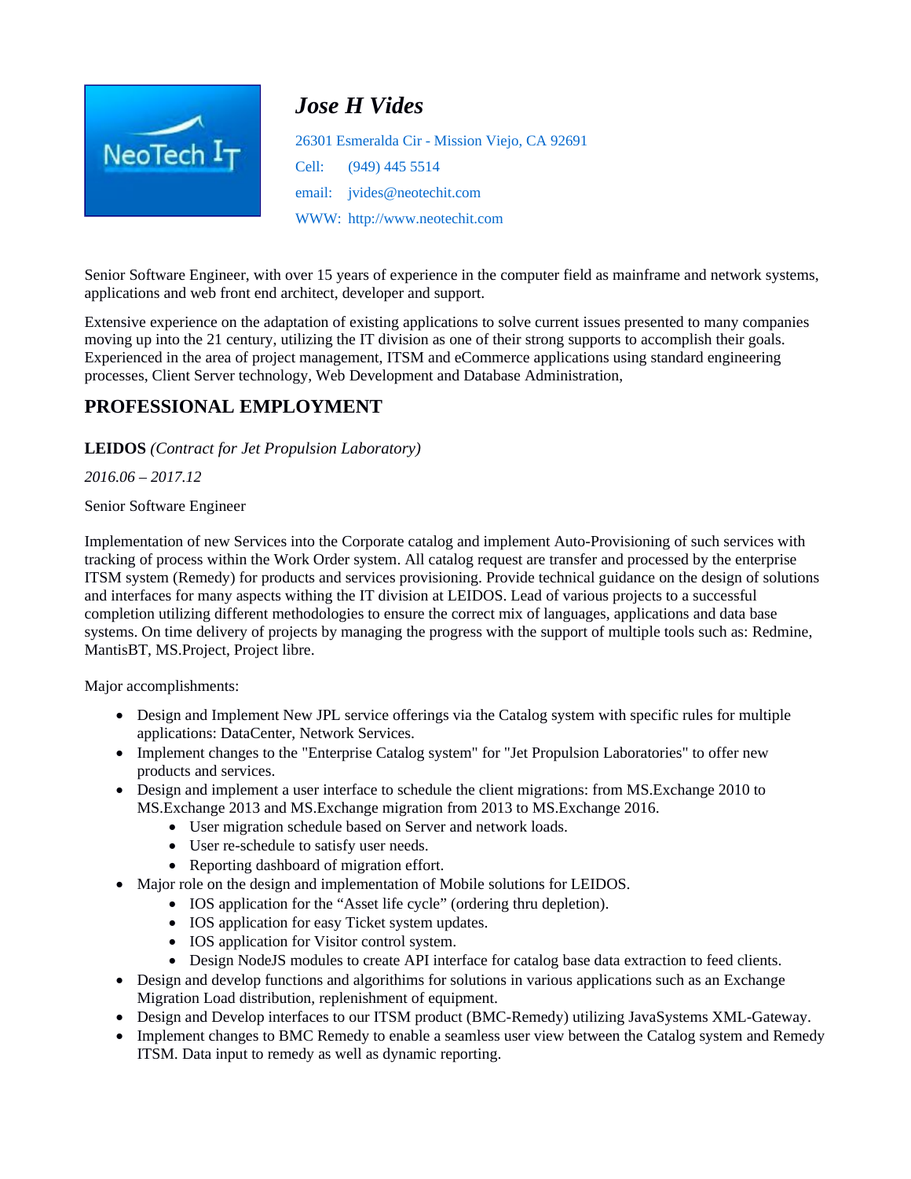# *Jose H Vides*

26301 Esmeralda Cir - Mission Viejo, CA 92691

Cell: (949) 445 5514

email: jvides@neotechit.com

WWW: http://www.neotechit.com

Senior Software Engineer, with over 15 years of experience in the computer field as mainframe and network systems, applications and web front end architect, developer and support.

Extensive experience on the adaptation of existing applications to solve current issues presented to many companies moving up into the 21 century, utilizing the IT division as one of their strong supports to accomplish their goals. Experienced in the area of project management, ITSM and eCommerce applications using standard engineering processes, Client Server technology, Web Development and Database Administration,

## PROFESSIONAL EMPLOYMENT

**LEIDOS** *(Contract for Jet Propulsion Laboratory)*

*2016.06 – 2017.12*

Senior Software Engineer

Implementation of new Services into the Corporate catalog and implement Auto-Provisioning of such services with tracking of process within the Work Order system. All catalog request are transfer and processed by the enterprise ITSM system (Remedy) for products and services provisioning. Provide technical guidance on the design of solutions and interfaces for many aspects withing the IT division at LEIDOS. Lead of various projects to a successful completion utilizing different methodologies to ensure the correct mix of languages, applications and data base systems. On time delivery of projects by managing the progress with the support of multiple tools such as: Redmine, MantisBT, MS.Project, Project libre.

Major accomplishments:

- Design and Implement New JPL service offerings via the Catalog system with specific rules for multiple applications: DataCenter, Network Services.
- Implement changes to the "Enterprise Catalog system" for "Jet Propulsion Laboratories" to offer new products and services.
- Design and implement a user interface to schedule the client migrations: from MS.Exchange 2010 to MS.Exchange 2013 and MS.Exchange migration from 2013 to MS.Exchange 2016.
  - User migration schedule based on Server and network loads.
  - User re-schedule to satisfy user needs.
  - Reporting dashboard of migration effort.
- Major role on the design and implementation of Mobile solutions for LEIDOS.
  - IOS application for the “Asset life cycle” (ordering thru depletion).
  - IOS application for easy Ticket system updates.
  - IOS application for Visitor control system.
  - Design NodeJS modules to create API interface for catalog base data extraction to feed clients.
- Design and develop functions and algorithims for solutions in various applications such as an Exchange Migration Load distribution, replenishment of equipment.
- Design and Develop interfaces to our ITSM product (BMC-Remedy) utilizing JavaSystems XML-Gateway.
- Implement changes to BMC Remedy to enable a seamless user view between the Catalog system and Remedy ITSM. Data input to remedy as well as dynamic reporting.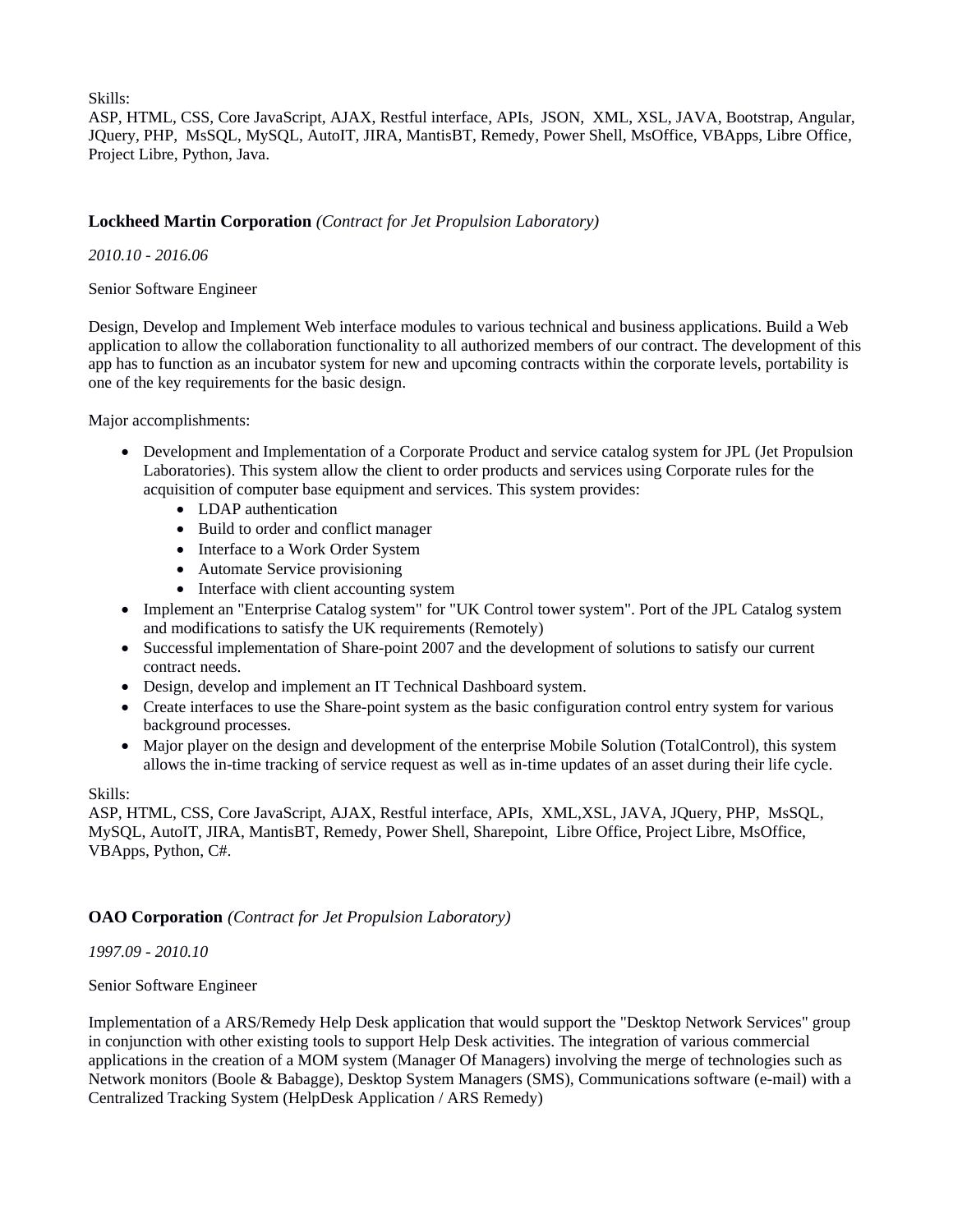Skills:
ASP, HTML, CSS, Core JavaScript, AJAX, Restful interface, APIs, JSON, XML, XSL, JAVA, Bootstrap, Angular, JQuery, PHP, MsSQL, MySQL, AutoIT, JIRA, MantisBT, Remedy, Power Shell, MsOffice, VBApps, Libre Office, Project Libre, Python, Java.

**Lockheed Martin Corporation** *(Contract for Jet Propulsion Laboratory)*

*2010.10 - 2016.06*

Senior Software Engineer

Design, Develop and Implement Web interface modules to various technical and business applications. Build a Web application to allow the collaboration functionality to all authorized members of our contract. The development of this app has to function as an incubator system for new and upcoming contracts within the corporate levels, portability is one of the key requirements for the basic design.

Major accomplishments:

- Development and Implementation of a Corporate Product and service catalog system for JPL (Jet Propulsion Laboratories). This system allow the client to order products and services using Corporate rules for the acquisition of computer base equipment and services. This system provides:
  - LDAP authentication
  - Build to order and conflict manager
  - Interface to a Work Order System
  - Automate Service provisioning
  - Interface with client accounting system
- Implement an "Enterprise Catalog system" for "UK Control tower system". Port of the JPL Catalog system and modifications to satisfy the UK requirements (Remotely)
- Successful implementation of Share-point 2007 and the development of solutions to satisfy our current contract needs.
- Design, develop and implement an IT Technical Dashboard system.
- Create interfaces to use the Share-point system as the basic configuration control entry system for various background processes.
- Major player on the design and development of the enterprise Mobile Solution (TotalControl), this system allows the in-time tracking of service request as well as in-time updates of an asset during their life cycle.

Skills:
ASP, HTML, CSS, Core JavaScript, AJAX, Restful interface, APIs, XML,XSL, JAVA, JQuery, PHP, MsSQL, MySQL, AutoIT, JIRA, MantisBT, Remedy, Power Shell, Sharepoint, Libre Office, Project Libre, MsOffice, VBApps, Python, C#.

**OAO Corporation** *(Contract for Jet Propulsion Laboratory)*

*1997.09 - 2010.10*

Senior Software Engineer

Implementation of a ARS/Remedy Help Desk application that would support the "Desktop Network Services" group in conjunction with other existing tools to support Help Desk activities. The integration of various commercial applications in the creation of a MOM system (Manager Of Managers) involving the merge of technologies such as Network monitors (Boole & Babagge), Desktop System Managers (SMS), Communications software (e-mail) with a Centralized Tracking System (HelpDesk Application / ARS Remedy)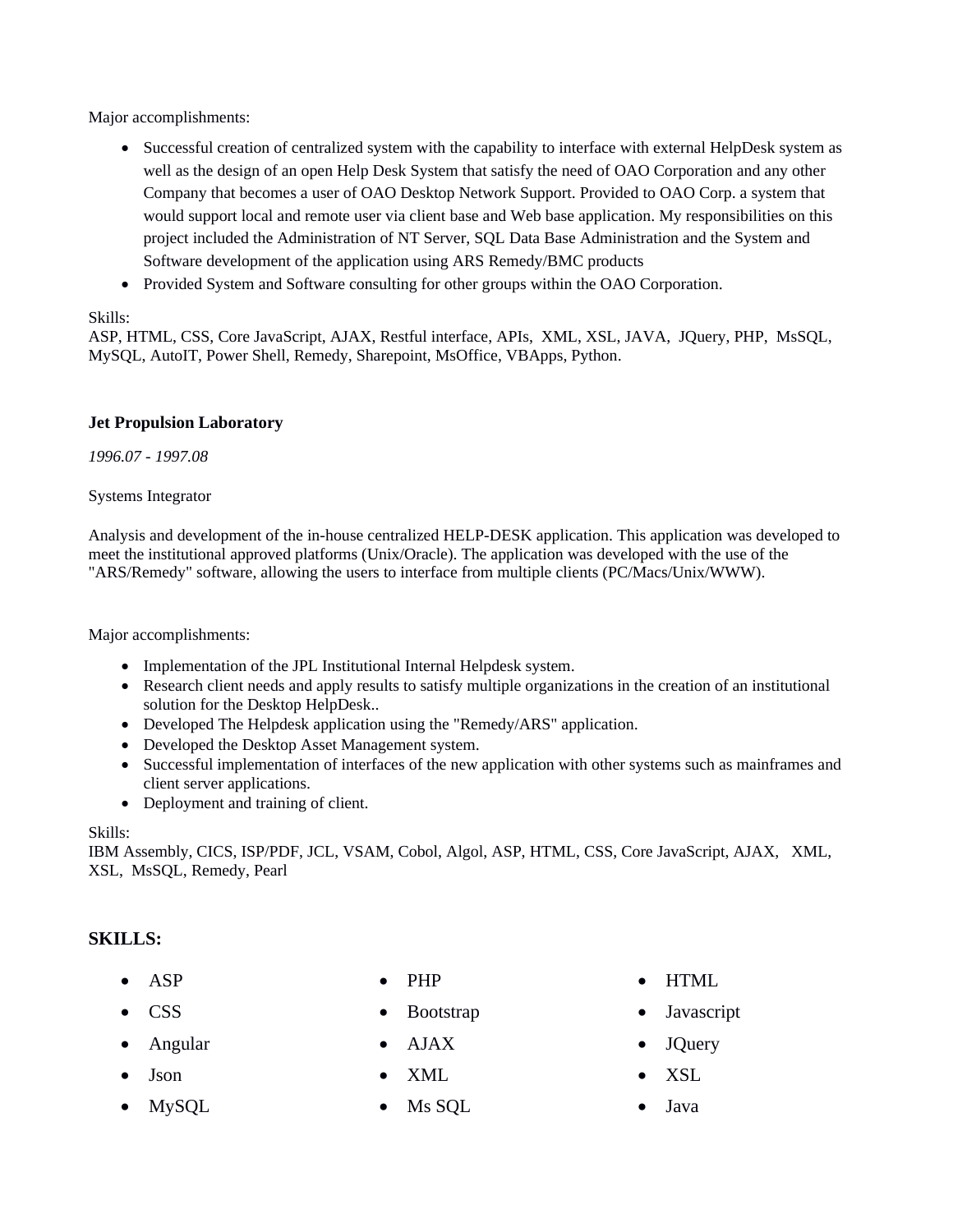Major accomplishments:

- Successful creation of centralized system with the capability to interface with external HelpDesk system as well as the design of an open Help Desk System that satisfy the need of OAO Corporation and any other Company that becomes a user of OAO Desktop Network Support. Provided to OAO Corp. a system that would support local and remote user via client base and Web base application. My responsibilities on this project included the Administration of NT Server, SQL Data Base Administration and the System and Software development of the application using ARS Remedy/BMC products
- Provided System and Software consulting for other groups within the OAO Corporation.

Skills:
ASP, HTML, CSS, Core JavaScript, AJAX, Restful interface, APIs, XML, XSL, JAVA, JQuery, PHP, MsSQL, MySQL, AutoIT, Power Shell, Remedy, Sharepoint, MsOffice, VBApps, Python.

**Jet Propulsion Laboratory**

*1996.07 - 1997.08*

Systems Integrator

Analysis and development of the in-house centralized HELP-DESK application. This application was developed to meet the institutional approved platforms (Unix/Oracle). The application was developed with the use of the "ARS/Remedy" software, allowing the users to interface from multiple clients (PC/Macs/Unix/WWW).

Major accomplishments:

- Implementation of the JPL Institutional Internal Helpdesk system.
- Research client needs and apply results to satisfy multiple organizations in the creation of an institutional solution for the Desktop HelpDesk..
- Developed The Helpdesk application using the "Remedy/ARS" application.
- Developed the Desktop Asset Management system.
- Successful implementation of interfaces of the new application with other systems such as mainframes and client server applications.
- Deployment and training of client.

Skills:
IBM Assembly, CICS, ISP/PDF, JCL, VSAM, Cobol, Algol, ASP, HTML, CSS, Core JavaScript, AJAX, XML, XSL, MsSQL, Remedy, Pearl

## SKILLS:

- ASP
- CSS
- Angular
- Json
- MySQL
- PHP
- Bootstrap
- AJAX
- XML
- Ms SQL
- HTML
- Javascript
- JQuery
- XSL
- Java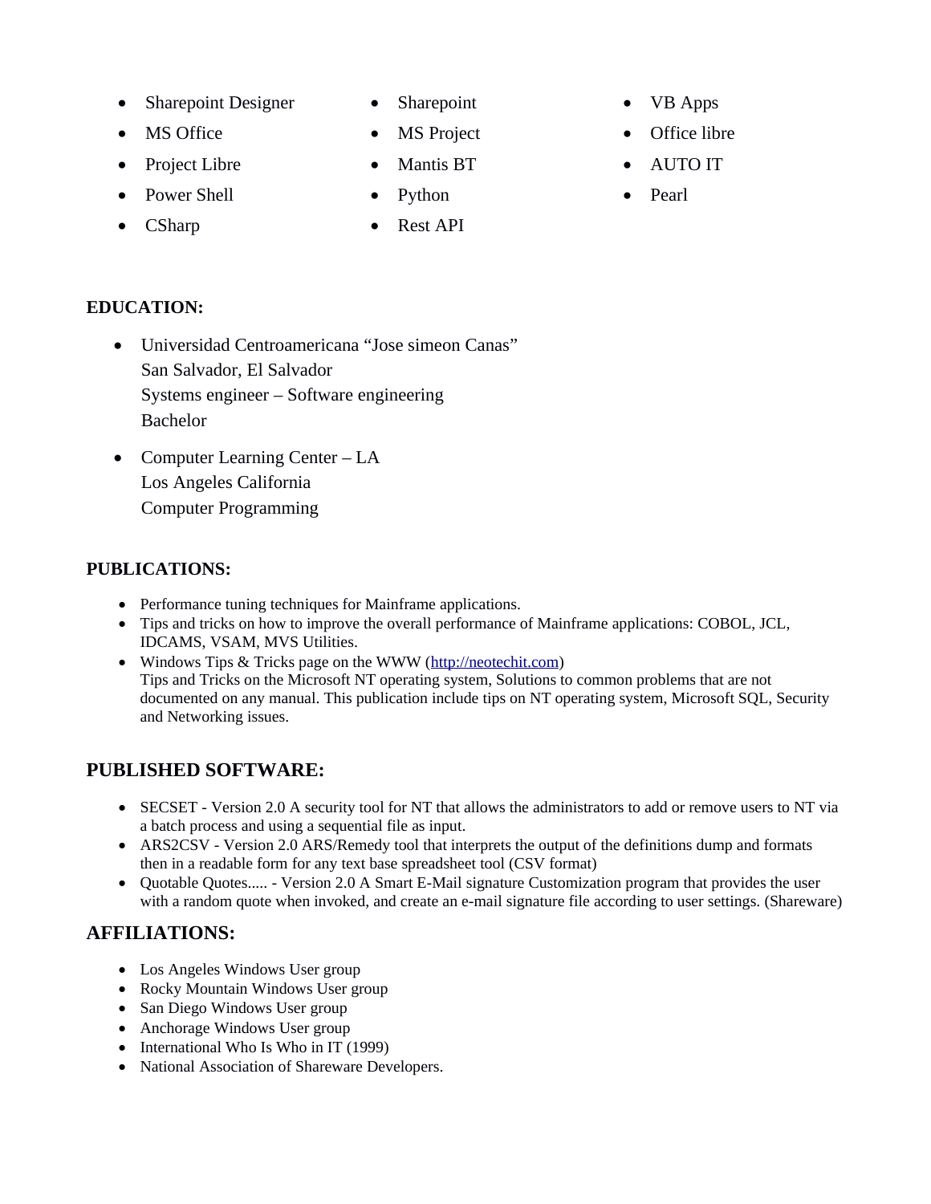- Sharepoint Designer
- MS Office
- Project Libre
- Power Shell
- CSharp
- Sharepoint
- MS Project
- Mantis BT
- Python
- Rest API
- VB Apps
- Office libre
- AUTO IT
- Pearl

**EDUCATION:**

- Universidad Centroamericana "Jose simeon Canas"
  San Salvador, El Salvador
  Systems engineer – Software engineering
  Bachelor
- Computer Learning Center – LA
  Los Angeles California
  Computer Programming

**PUBLICATIONS:**

- Performance tuning techniques for Mainframe applications.
- Tips and tricks on how to improve the overall performance of Mainframe applications: COBOL, JCL, IDCAMS, VSAM, MVS Utilities.
- Windows Tips & Tricks page on the WWW (http://neotechit.com)
  Tips and Tricks on the Microsoft NT operating system, Solutions to common problems that are not documented on any manual. This publication include tips on NT operating system, Microsoft SQL, Security and Networking issues.

## PUBLISHED SOFTWARE:

- SECSET - Version 2.0 A security tool for NT that allows the administrators to add or remove users to NT via a batch process and using a sequential file as input.
- ARS2CSV - Version 2.0 ARS/Remedy tool that interprets the output of the definitions dump and formats then in a readable form for any text base spreadsheet tool (CSV format)
- Quotable Quotes..... - Version 2.0 A Smart E-Mail signature Customization program that provides the user with a random quote when invoked, and create an e-mail signature file according to user settings. (Shareware)

## AFFILIATIONS:

- Los Angeles Windows User group
- Rocky Mountain Windows User group
- San Diego Windows User group
- Anchorage Windows User group
- International Who Is Who in IT (1999)
- National Association of Shareware Developers.